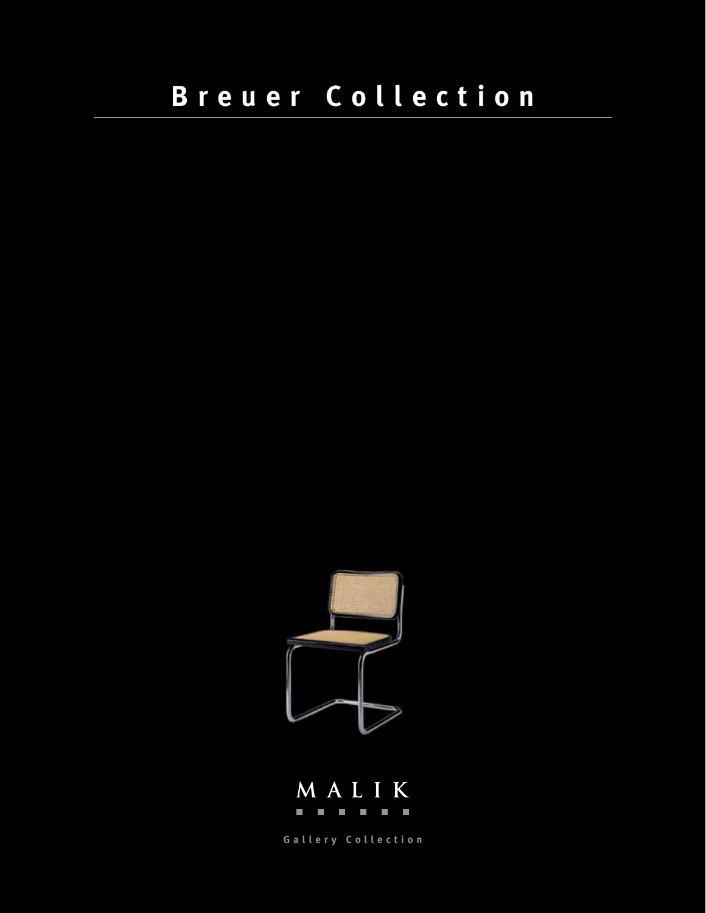# Breuer Collection

MALIK

Gallery Collection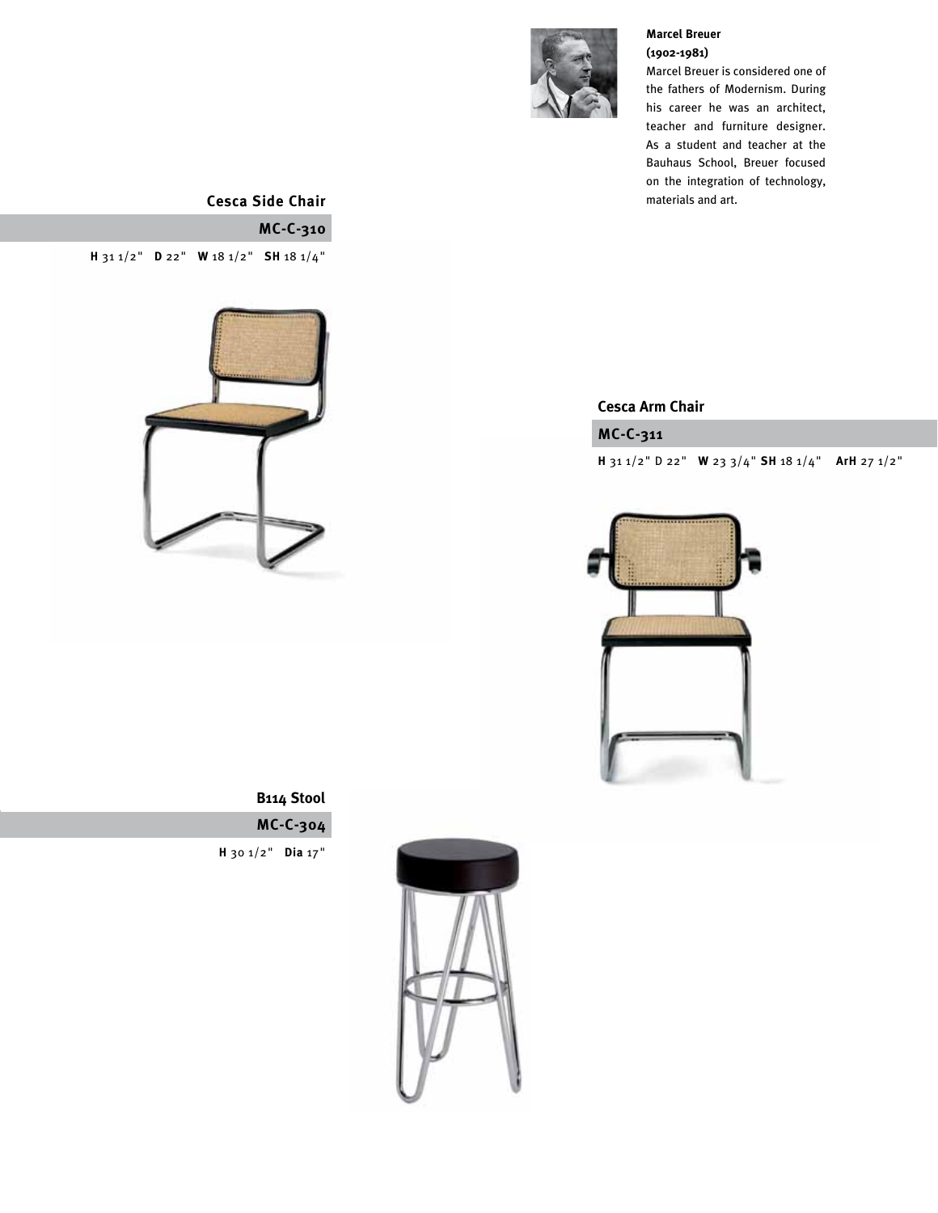**Marcel Breuer**
**(1902-1981)**

Marcel Breuer is considered one of the fathers of Modernism. During his career he was an architect, teacher and furniture designer. As a student and teacher at the Bauhaus School, Breuer focused on the integration of technology, materials and art.

## Cesca Side Chair

### MC-C-310

**H** 31 1/2" **D** 22" **W** 18 1/2" **SH** 18 1/4"

## Cesca Arm Chair

### MC-C-311

**H** 31 1/2" D 22" **W** 23 3/4" **SH** 18 1/4" **ArH** 27 1/2"

## B114 Stool

### MC-C-304

**H** 30 1/2" **Dia** 17"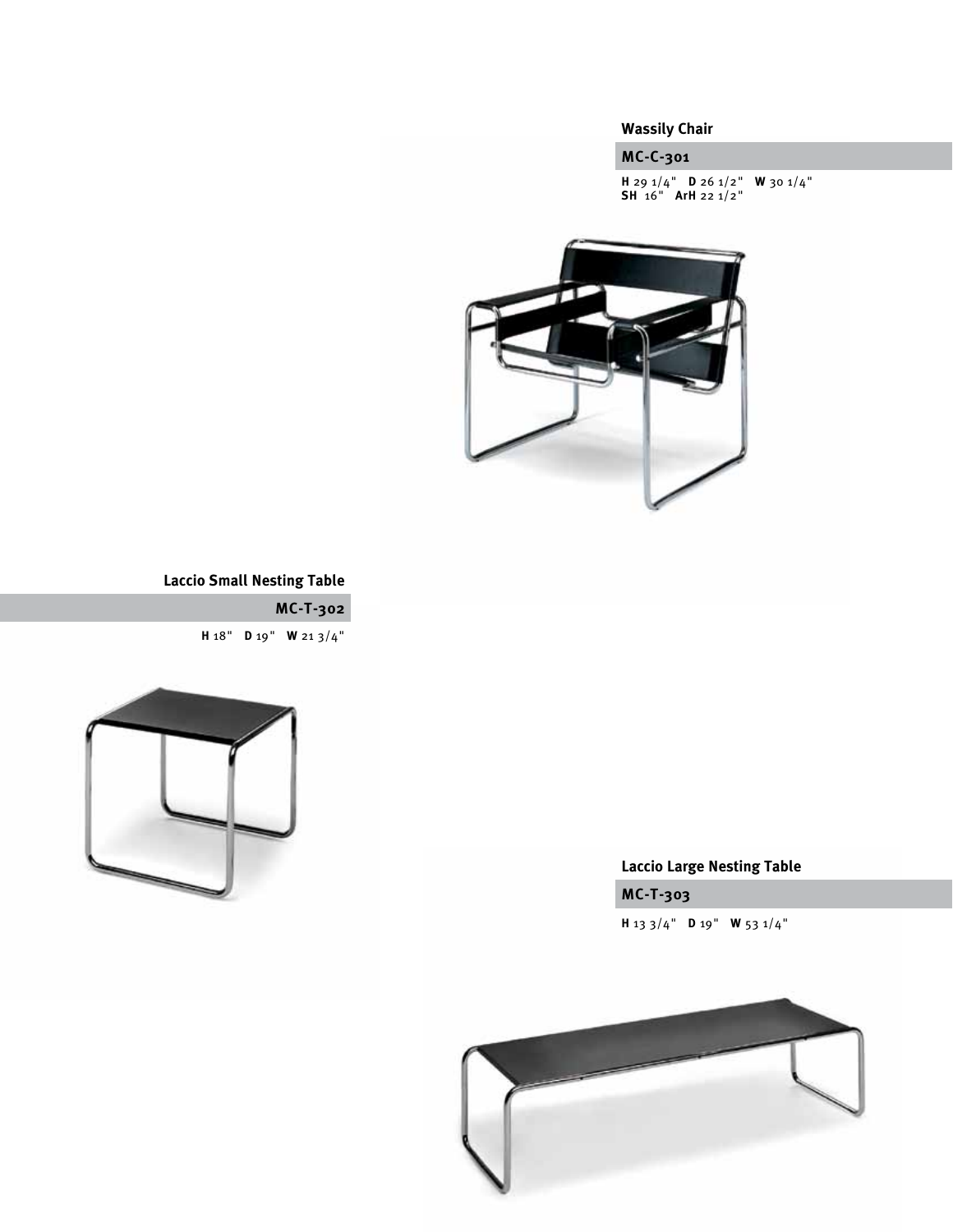### Wassily Chair

**MC-C-301**

**H** 29 1/4"   **D** 26 1/2"   **W** 30 1/4"
**SH** 16"   **ArH** 22 1/2"

### Laccio Small Nesting Table

**MC-T-302**

**H** 18"   **D** 19"   **W** 21 3/4"

### Laccio Large Nesting Table

**MC-T-303**

**H** 13 3/4"   **D** 19"   **W** 53 1/4"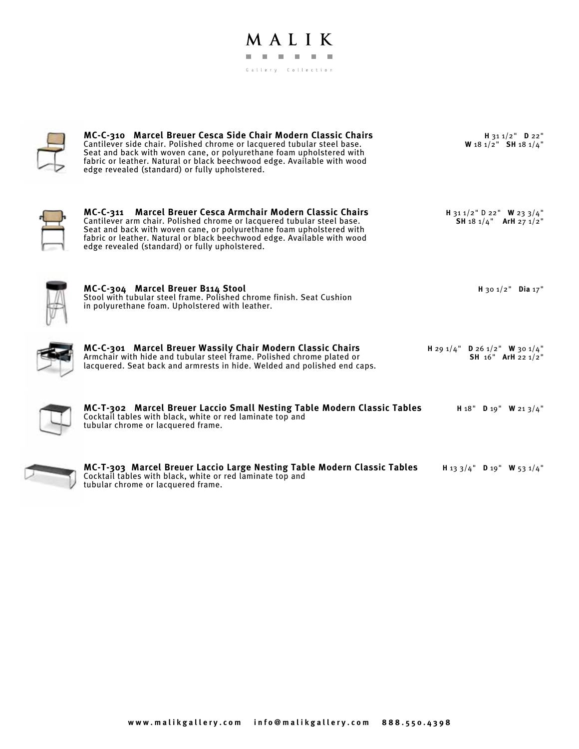# MALIK

Gallery Collection

**MC-C-310 Marcel Breuer Cesca Side Chair Modern Classic Chairs**
Cantilever side chair. Polished chrome or lacquered tubular steel base. Seat and back with woven cane, or polyurethane foam upholstered with fabric or leather. Natural or black beechwood edge. Available with wood edge revealed (standard) or fully upholstered.

**H** 31 1/2" **D** 22" **W** 18 1/2" **SH** 18 1/4"

**MC-C-311 Marcel Breuer Cesca Armchair Modern Classic Chairs**
Cantilever arm chair. Polished chrome or lacquered tubular steel base. Seat and back with woven cane, or polyurethane foam upholstered with fabric or leather. Natural or black beechwood edge. Available with wood edge revealed (standard) or fully upholstered.

**H** 31 1/2" D 22" **W** 23 3/4" **SH** 18 1/4" **ArH** 27 1/2"

**MC-C-304 Marcel Breuer B114 Stool**
Stool with tubular steel frame. Polished chrome finish. Seat Cushion in polyurethane foam. Upholstered with leather.

**H** 30 1/2" **Dia** 17"

**MC-C-301 Marcel Breuer Wassily Chair Modern Classic Chairs**
Armchair with hide and tubular steel frame. Polished chrome plated or lacquered. Seat back and armrests in hide. Welded and polished end caps.

**H** 29 1/4" **D** 26 1/2" **W** 30 1/4" **SH** 16" **ArH** 22 1/2"

**MC-T-302 Marcel Breuer Laccio Small Nesting Table Modern Classic Tables**
Cocktail tables with black, white or red laminate top and tubular chrome or lacquered frame.

**H** 18" **D** 19" **W** 21 3/4"

**MC-T-303 Marcel Breuer Laccio Large Nesting Table Modern Classic Tables**
Cocktail tables with black, white or red laminate top and tubular chrome or lacquered frame.

**H** 13 3/4" **D** 19" **W** 53 1/4"

www.malikgallery.com info@malikgallery.com 888.550.4398